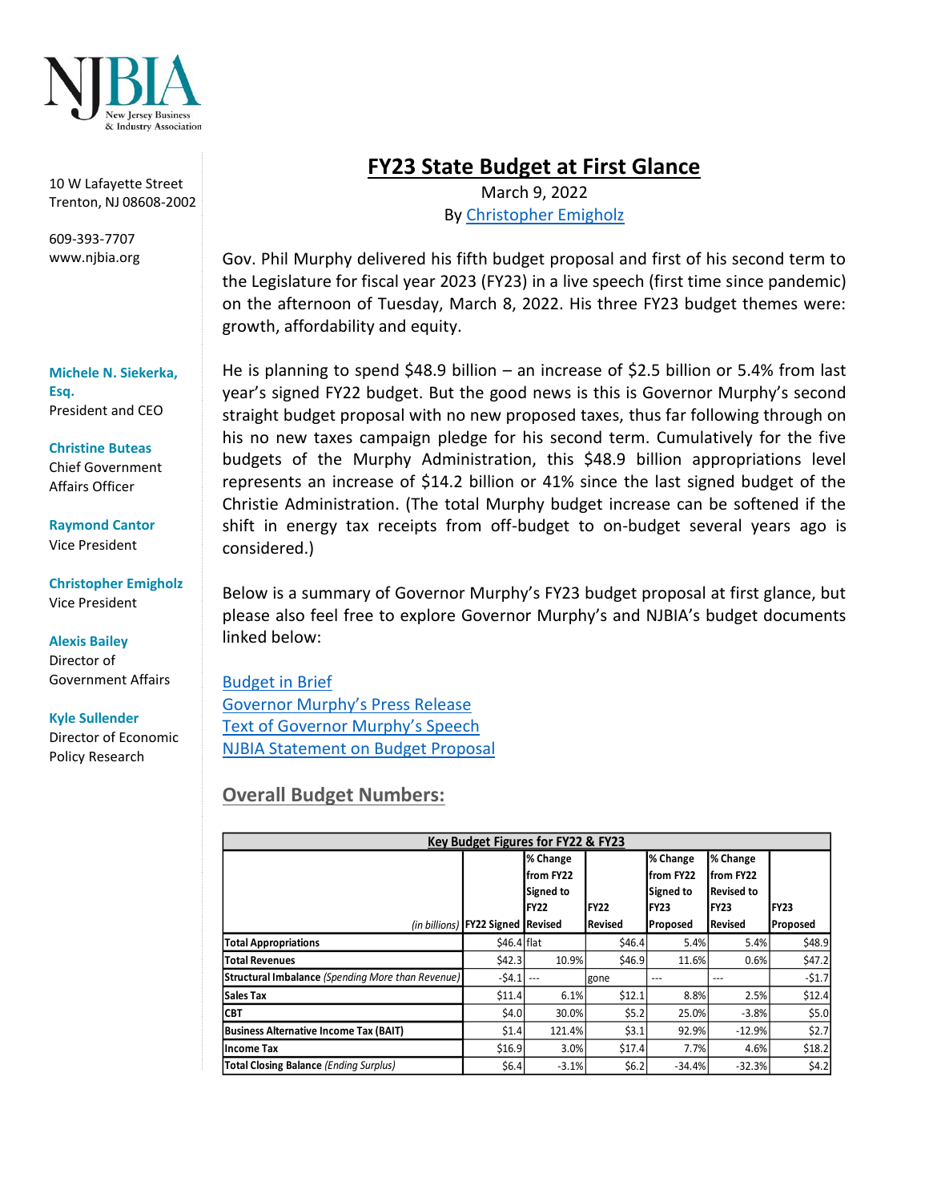NJBIA
New Jersey Business & Industry Association

10 W Lafayette Street
Trenton, NJ 08608-2002

609-393-7707
www.njbia.org

**Michele N. Siekerka, Esq.**
President and CEO

**Christine Buteas**
Chief Government Affairs Officer

**Raymond Cantor**
Vice President

**Christopher Emigholz**
Vice President

**Alexis Bailey**
Director of Government Affairs

**Kyle Sullender**
Director of Economic Policy Research

# FY23 State Budget at First Glance

March 9, 2022
By Christopher Emigholz

Gov. Phil Murphy delivered his fifth budget proposal and first of his second term to the Legislature for fiscal year 2023 (FY23) in a live speech (first time since pandemic) on the afternoon of Tuesday, March 8, 2022. His three FY23 budget themes were: growth, affordability and equity.

He is planning to spend $48.9 billion – an increase of $2.5 billion or 5.4% from last year's signed FY22 budget. But the good news is this is Governor Murphy's second straight budget proposal with no new proposed taxes, thus far following through on his no new taxes campaign pledge for his second term. Cumulatively for the five budgets of the Murphy Administration, this $48.9 billion appropriations level represents an increase of $14.2 billion or 41% since the last signed budget of the Christie Administration. (The total Murphy budget increase can be softened if the shift in energy tax receipts from off-budget to on-budget several years ago is considered.)

Below is a summary of Governor Murphy's FY23 budget proposal at first glance, but please also feel free to explore Governor Murphy's and NJBIA's budget documents linked below:

Budget in Brief
Governor Murphy's Press Release
Text of Governor Murphy's Speech
NJBIA Statement on Budget Proposal

## Overall Budget Numbers:

**Key Budget Figures for FY22 & FY23**

| *(in billions)* | FY22 Signed | % Change from FY22 Signed to FY22 Revised | FY22 Revised | % Change from FY22 Signed to FY23 Proposed | % Change from FY22 Revised to FY23 Revised | FY23 Proposed |
|---|---|---|---|---|---|---|
| **Total Appropriations** | $46.4 | flat | $46.4 | 5.4% | 5.4% | $48.9 |
| **Total Revenues** | $42.3 | 10.9% | $46.9 | 11.6% | 0.6% | $47.2 |
| **Structural Imbalance** *(Spending More than Revenue)* | -$4.1 | --- | gone | --- | --- | -$1.7 |
| **Sales Tax** | $11.4 | 6.1% | $12.1 | 8.8% | 2.5% | $12.4 |
| **CBT** | $4.0 | 30.0% | $5.2 | 25.0% | -3.8% | $5.0 |
| **Business Alternative Income Tax (BAIT)** | $1.4 | 121.4% | $3.1 | 92.9% | -12.9% | $2.7 |
| **Income Tax** | $16.9 | 3.0% | $17.4 | 7.7% | 4.6% | $18.2 |
| **Total Closing Balance** *(Ending Surplus)* | $6.4 | -3.1% | $6.2 | -34.4% | -32.3% | $4.2 |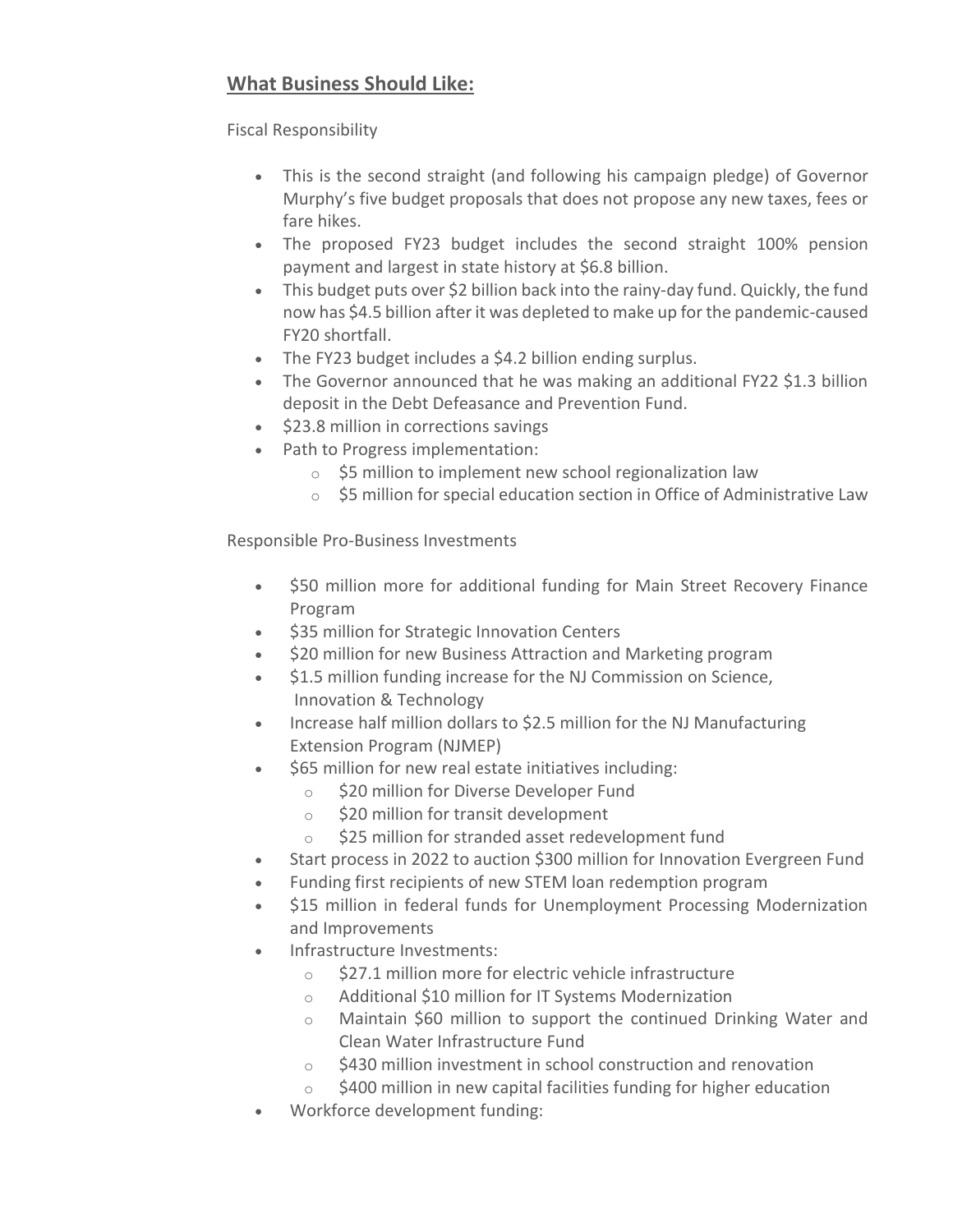## What Business Should Like:

Fiscal Responsibility

- This is the second straight (and following his campaign pledge) of Governor Murphy's five budget proposals that does not propose any new taxes, fees or fare hikes.
- The proposed FY23 budget includes the second straight 100% pension payment and largest in state history at $6.8 billion.
- This budget puts over $2 billion back into the rainy-day fund. Quickly, the fund now has $4.5 billion after it was depleted to make up for the pandemic-caused FY20 shortfall.
- The FY23 budget includes a $4.2 billion ending surplus.
- The Governor announced that he was making an additional FY22 $1.3 billion deposit in the Debt Defeasance and Prevention Fund.
- $23.8 million in corrections savings
- Path to Progress implementation:
  - $5 million to implement new school regionalization law
  - $5 million for special education section in Office of Administrative Law

Responsible Pro-Business Investments

- $50 million more for additional funding for Main Street Recovery Finance Program
- $35 million for Strategic Innovation Centers
- $20 million for new Business Attraction and Marketing program
- $1.5 million funding increase for the NJ Commission on Science, Innovation & Technology
- Increase half million dollars to $2.5 million for the NJ Manufacturing Extension Program (NJMEP)
- $65 million for new real estate initiatives including:
  - $20 million for Diverse Developer Fund
  - $20 million for transit development
  - $25 million for stranded asset redevelopment fund
- Start process in 2022 to auction $300 million for Innovation Evergreen Fund
- Funding first recipients of new STEM loan redemption program
- $15 million in federal funds for Unemployment Processing Modernization and Improvements
- Infrastructure Investments:
  - $27.1 million more for electric vehicle infrastructure
  - Additional $10 million for IT Systems Modernization
  - Maintain $60 million to support the continued Drinking Water and Clean Water Infrastructure Fund
  - $430 million investment in school construction and renovation
  - $400 million in new capital facilities funding for higher education
- Workforce development funding: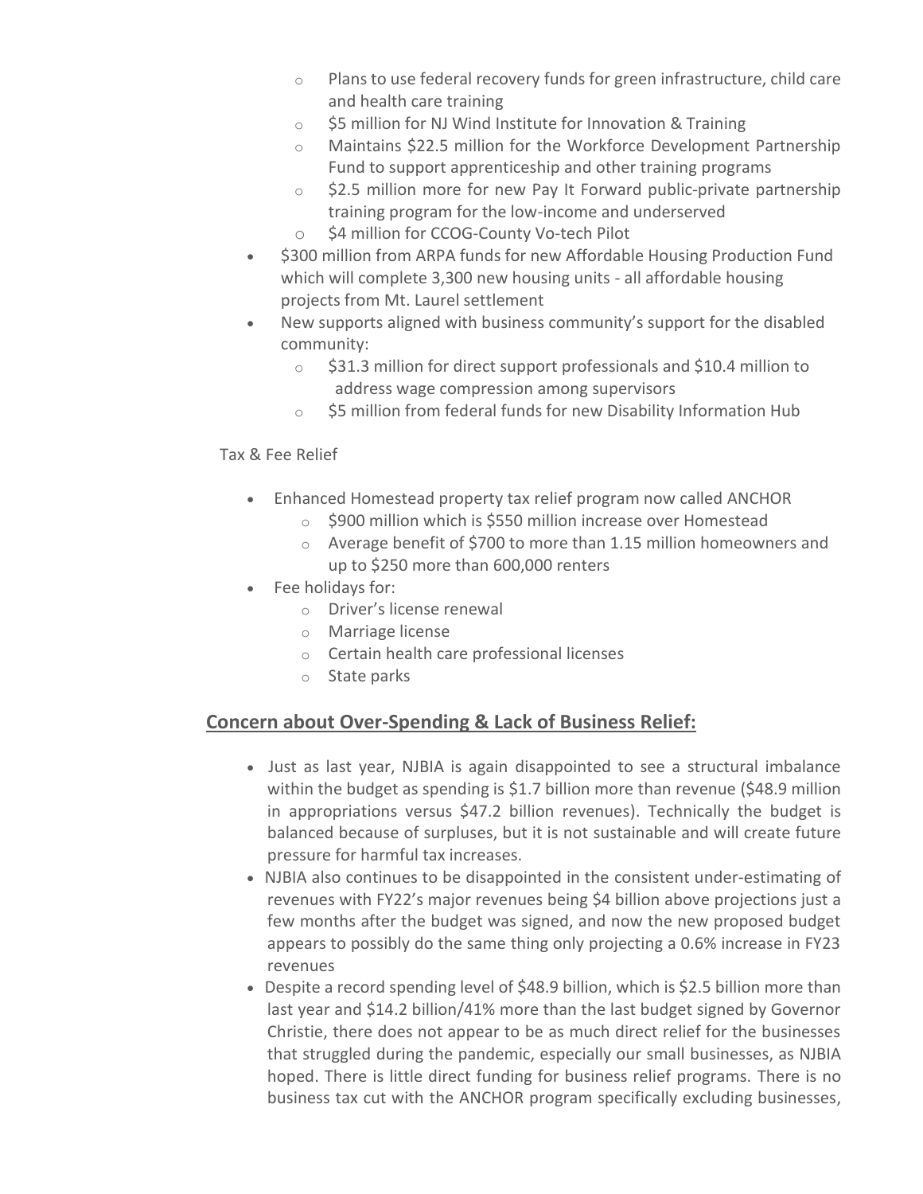- Plans to use federal recovery funds for green infrastructure, child care and health care training
  - $5 million for NJ Wind Institute for Innovation & Training
  - Maintains $22.5 million for the Workforce Development Partnership Fund to support apprenticeship and other training programs
  - $2.5 million more for new Pay It Forward public-private partnership training program for the low-income and underserved
  - $4 million for CCOG-County Vo-tech Pilot
- $300 million from ARPA funds for new Affordable Housing Production Fund which will complete 3,300 new housing units - all affordable housing projects from Mt. Laurel settlement
- New supports aligned with business community's support for the disabled community:
  - $31.3 million for direct support professionals and $10.4 million to address wage compression among supervisors
  - $5 million from federal funds for new Disability Information Hub

Tax & Fee Relief

- Enhanced Homestead property tax relief program now called ANCHOR
  - $900 million which is $550 million increase over Homestead
  - Average benefit of $700 to more than 1.15 million homeowners and up to $250 more than 600,000 renters
- Fee holidays for:
  - Driver's license renewal
  - Marriage license
  - Certain health care professional licenses
  - State parks

## Concern about Over-Spending & Lack of Business Relief:

- Just as last year, NJBIA is again disappointed to see a structural imbalance within the budget as spending is $1.7 billion more than revenue ($48.9 million in appropriations versus $47.2 billion revenues). Technically the budget is balanced because of surpluses, but it is not sustainable and will create future pressure for harmful tax increases.
- NJBIA also continues to be disappointed in the consistent under-estimating of revenues with FY22's major revenues being $4 billion above projections just a few months after the budget was signed, and now the new proposed budget appears to possibly do the same thing only projecting a 0.6% increase in FY23 revenues
- Despite a record spending level of $48.9 billion, which is $2.5 billion more than last year and $14.2 billion/41% more than the last budget signed by Governor Christie, there does not appear to be as much direct relief for the businesses that struggled during the pandemic, especially our small businesses, as NJBIA hoped. There is little direct funding for business relief programs. There is no business tax cut with the ANCHOR program specifically excluding businesses,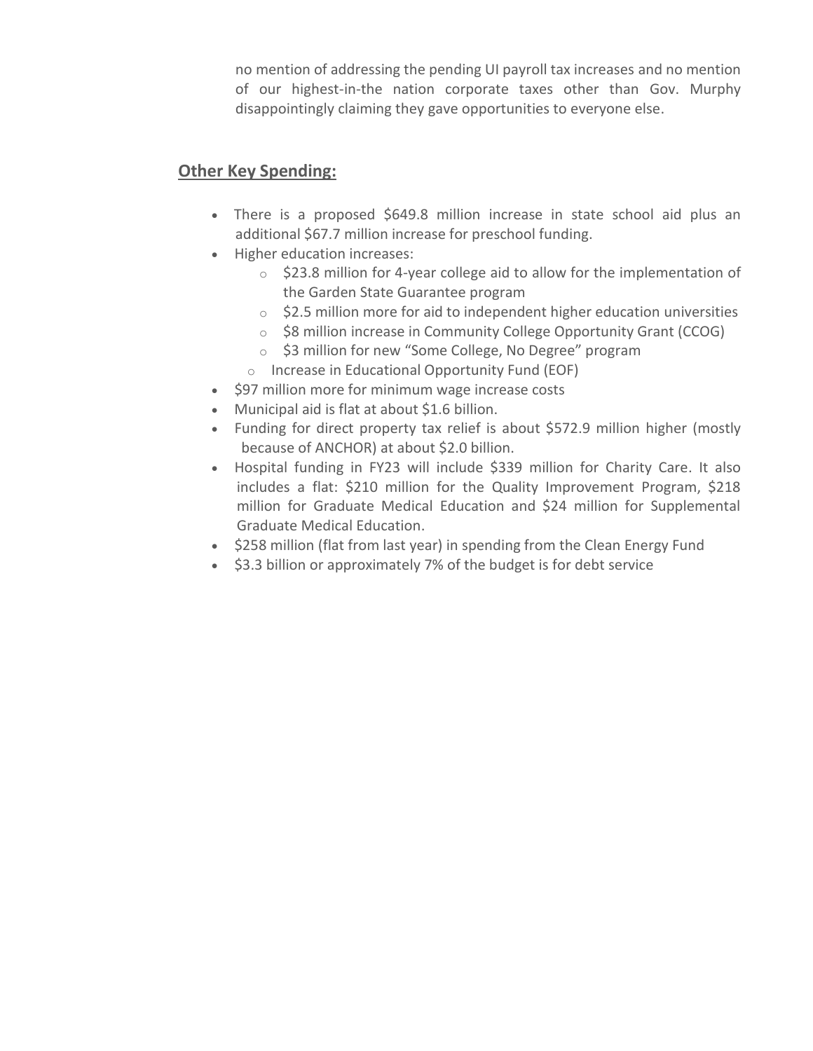no mention of addressing the pending UI payroll tax increases and no mention of our highest-in-the nation corporate taxes other than Gov. Murphy disappointingly claiming they gave opportunities to everyone else.

## Other Key Spending:

- There is a proposed $649.8 million increase in state school aid plus an additional $67.7 million increase for preschool funding.
- Higher education increases:
  - $23.8 million for 4-year college aid to allow for the implementation of the Garden State Guarantee program
  - $2.5 million more for aid to independent higher education universities
  - $8 million increase in Community College Opportunity Grant (CCOG)
  - $3 million for new "Some College, No Degree" program
  - Increase in Educational Opportunity Fund (EOF)
- $97 million more for minimum wage increase costs
- Municipal aid is flat at about $1.6 billion.
- Funding for direct property tax relief is about $572.9 million higher (mostly because of ANCHOR) at about $2.0 billion.
- Hospital funding in FY23 will include $339 million for Charity Care. It also includes a flat: $210 million for the Quality Improvement Program, $218 million for Graduate Medical Education and $24 million for Supplemental Graduate Medical Education.
- $258 million (flat from last year) in spending from the Clean Energy Fund
- $3.3 billion or approximately 7% of the budget is for debt service